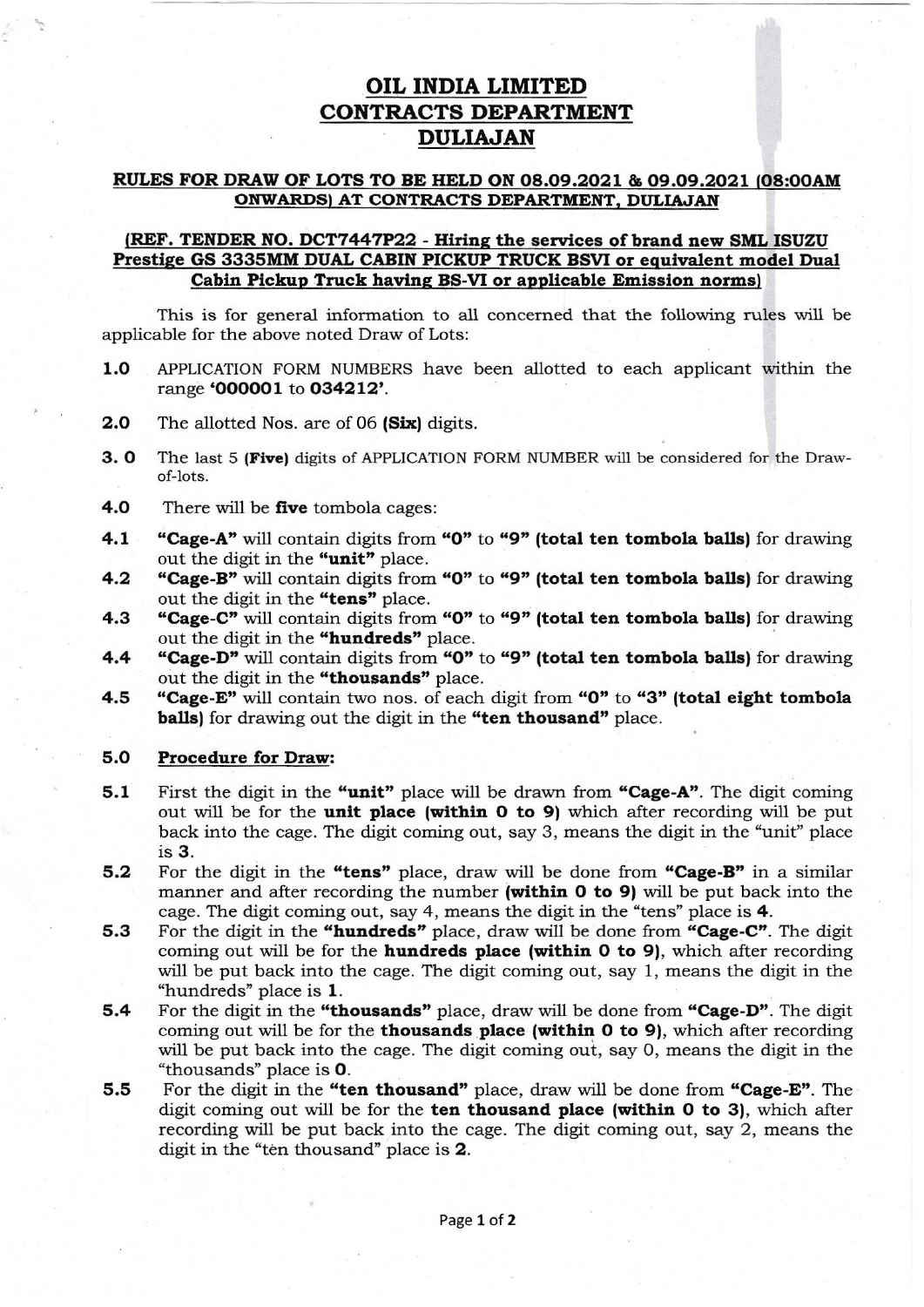# OIL INDIA LIMITED
# CONTRACTS DEPARTMENT
# DULIAJAN

## RULES FOR DRAW OF LOTS TO BE HELD ON 08.09.2021 & 09.09.2021 (08:00AM ONWARDS) AT CONTRACTS DEPARTMENT, DULIAJAN

### (REF. TENDER NO. DCT7447P22 - Hiring the services of brand new SML ISUZU Prestige GS 3335MM DUAL CABIN PICKUP TRUCK BSVI or equivalent model Dual Cabin Pickup Truck having BS-VI or applicable Emission norms)

This is for general information to all concerned that the following rules will be applicable for the above noted Draw of Lots:

**1.0** APPLICATION FORM NUMBERS have been allotted to each applicant within the range **'000001 to 034212'**.

**2.0** The allotted Nos. are of 06 **(Six)** digits.

**3. 0** The last 5 **(Five)** digits of APPLICATION FORM NUMBER will be considered for the Draw-of-lots.

**4.0** There will be **five** tombola cages:

**4.1** **"Cage-A"** will contain digits from **"0"** to **"9"** **(total ten tombola balls)** for drawing out the digit in the **"unit"** place.

**4.2** **"Cage-B"** will contain digits from **"0"** to **"9"** **(total ten tombola balls)** for drawing out the digit in the **"tens"** place.

**4.3** **"Cage-C"** will contain digits from **"0"** to **"9"** **(total ten tombola balls)** for drawing out the digit in the **"hundreds"** place.

**4.4** **"Cage-D"** will contain digits from **"0"** to **"9"** **(total ten tombola balls)** for drawing out the digit in the **"thousands"** place.

**4.5** **"Cage-E"** will contain two nos. of each digit from **"0"** to **"3"** **(total eight tombola balls)** for drawing out the digit in the **"ten thousand"** place.

**5.0** **Procedure for Draw:**

**5.1** First the digit in the **"unit"** place will be drawn from **"Cage-A"**. The digit coming out will be for the **unit place (within 0 to 9)** which after recording will be put back into the cage. The digit coming out, say 3, means the digit in the "unit" place is **3**.

**5.2** For the digit in the **"tens"** place, draw will be done from **"Cage-B"** in a similar manner and after recording the number **(within 0 to 9)** will be put back into the cage. The digit coming out, say 4, means the digit in the "tens" place is **4**.

**5.3** For the digit in the **"hundreds"** place, draw will be done from **"Cage-C"**. The digit coming out will be for the **hundreds place (within 0 to 9)**, which after recording will be put back into the cage. The digit coming out, say 1, means the digit in the "hundreds" place is **1**.

**5.4** For the digit in the **"thousands"** place, draw will be done from **"Cage-D"**. The digit coming out will be for the **thousands place (within 0 to 9)**, which after recording will be put back into the cage. The digit coming out, say 0, means the digit in the "thousands" place is **0**.

**5.5** For the digit in the **"ten thousand"** place, draw will be done from **"Cage-E"**. The digit coming out will be for the **ten thousand place (within 0 to 3)**, which after recording will be put back into the cage. The digit coming out, say 2, means the digit in the "ten thousand" place is **2**.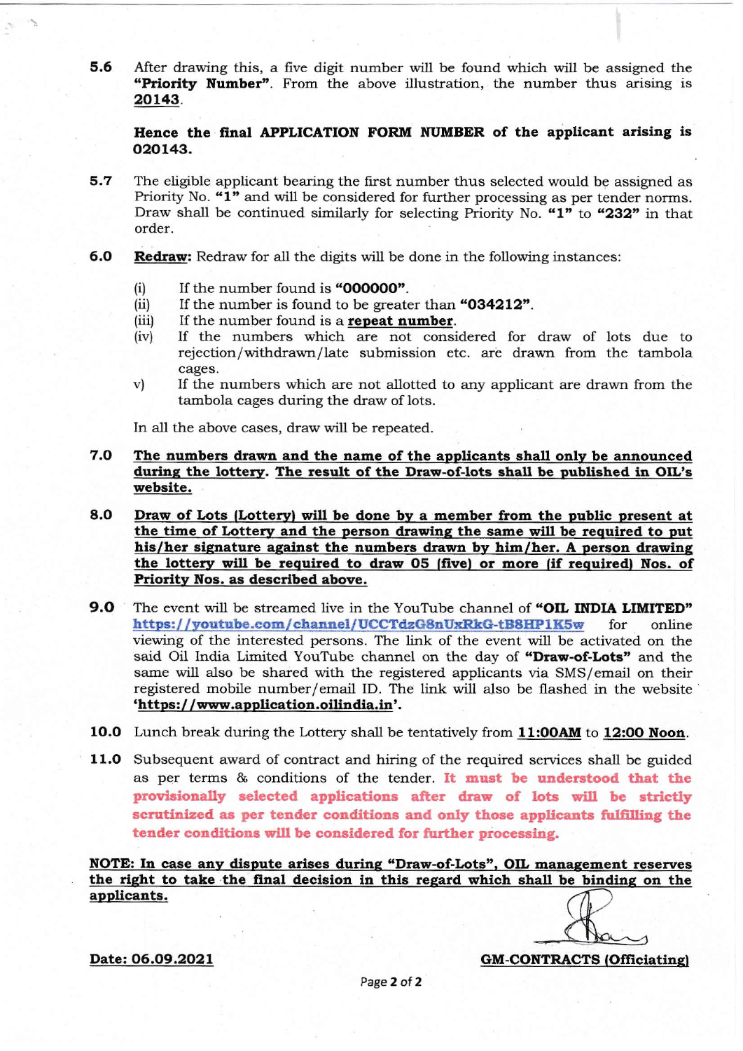**5.6** After drawing this, a five digit number will be found which will be assigned the **"Priority Number"**. From the above illustration, the number thus arising is **20143**.

**Hence the final APPLICATION FORM NUMBER of the applicant arising is 020143.**

**5.7** The eligible applicant bearing the first number thus selected would be assigned as Priority No. **"1"** and will be considered for further processing as per tender norms. Draw shall be continued similarly for selecting Priority No. **"1"** to **"232"** in that order.

**6.0** **Redraw:** Redraw for all the digits will be done in the following instances:

- (i) If the number found is **"000000"**.
- (ii) If the number is found to be greater than **"034212"**.
- (iii) If the number found is a **repeat number**.
- (iv) If the numbers which are not considered for draw of lots due to rejection/withdrawn/late submission etc. are drawn from the tambola cages.
- v) If the numbers which are not allotted to any applicant are drawn from the tambola cages during the draw of lots.

In all the above cases, draw will be repeated.

**7.0** **The numbers drawn and the name of the applicants shall only be announced during the lottery. The result of the Draw-of-lots shall be published in OIL's website.**

**8.0** **Draw of Lots (Lottery) will be done by a member from the public present at the time of Lottery and the person drawing the same will be required to put his/her signature against the numbers drawn by him/her. A person drawing the lottery will be required to draw 05 (five) or more (if required) Nos. of Priority Nos. as described above.**

**9.0** The event will be streamed live in the YouTube channel of **"OIL INDIA LIMITED"** **https://youtube.com/channel/UCCTdzG8nUxRkG-tB8HP1K5w** for online viewing of the interested persons. The link of the event will be activated on the said Oil India Limited YouTube channel on the day of **"Draw-of-Lots"** and the same will also be shared with the registered applicants via SMS/email on their registered mobile number/email ID. The link will also be flashed in the website **'https://www.application.oilindia.in'**.

**10.0** Lunch break during the Lottery shall be tentatively from **11:00AM** to **12:00 Noon**.

**11.0** Subsequent award of contract and hiring of the required services shall be guided as per terms & conditions of the tender. **It must be understood that the provisionally selected applications after draw of lots will be strictly scrutinized as per tender conditions and only those applicants fulfilling the tender conditions will be considered for further processing.**

**NOTE: In case any dispute arises during "Draw-of-Lots", OIL management reserves the right to take the final decision in this regard which shall be binding on the applicants.**

**Date: 06.09.2021**

**GM-CONTRACTS (Officiating)**